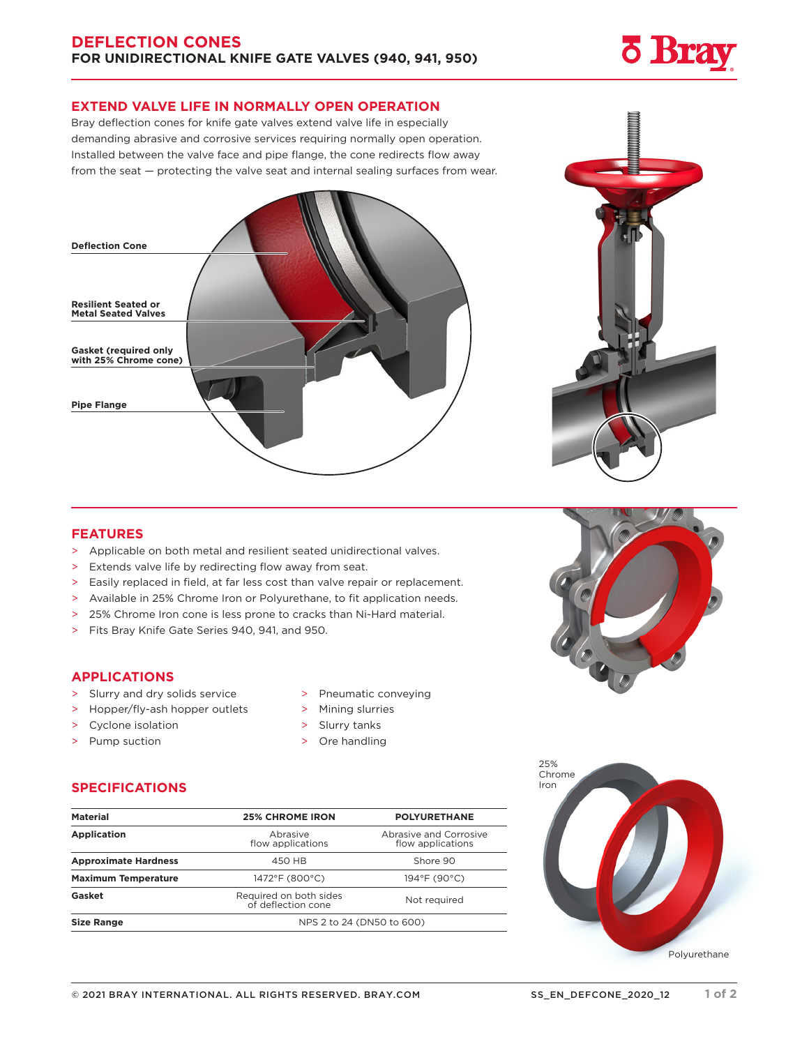# DEFLECTION CONES

## FOR UNIDIRECTIONAL KNIFE GATE VALVES (940, 941, 950)

## EXTEND VALVE LIFE IN NORMALLY OPEN OPERATION

Bray deflection cones for knife gate valves extend valve life in especially demanding abrasive and corrosive services requiring normally open operation. Installed between the valve face and pipe flange, the cone redirects flow away from the seat — protecting the valve seat and internal sealing surfaces from wear.

Deflection Cone

Resilient Seated or Metal Seated Valves

Gasket (required only with 25% Chrome cone)

Pipe Flange

## FEATURES

- Applicable on both metal and resilient seated unidirectional valves.
- Extends valve life by redirecting flow away from seat.
- Easily replaced in field, at far less cost than valve repair or replacement.
- Available in 25% Chrome Iron or Polyurethane, to fit application needs.
- 25% Chrome Iron cone is less prone to cracks than Ni-Hard material.
- Fits Bray Knife Gate Series 940, 941, and 950.

## APPLICATIONS

- Slurry and dry solids service
- Hopper/fly-ash hopper outlets
- Cyclone isolation
- Pump suction
- Pneumatic conveying
- Mining slurries
- Slurry tanks
- Ore handling

## SPECIFICATIONS

| Material | 25% CHROME IRON | POLYURETHANE |
|---|---|---|
| Application | Abrasive flow applications | Abrasive and Corrosive flow applications |
| Approximate Hardness | 450 HB | Shore 90 |
| Maximum Temperature | 1472°F (800°C) | 194°F (90°C) |
| Gasket | Required on both sides of deflection cone | Not required |
| Size Range | NPS 2 to 24 (DN50 to 600) | |

25% Chrome Iron

Polyurethane

© 2021 BRAY INTERNATIONAL. ALL RIGHTS RESERVED. BRAY.COM SS_EN_DEFCONE_2020_12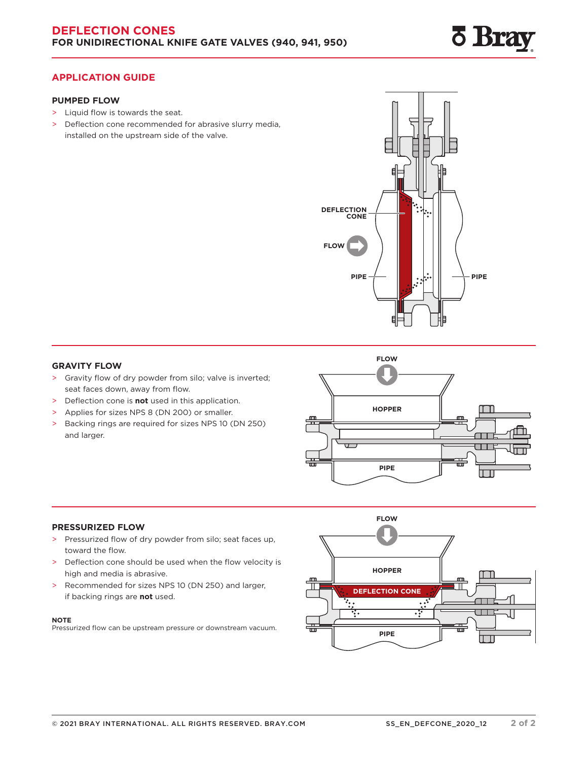# DEFLECTION CONES
## FOR UNIDIRECTIONAL KNIFE GATE VALVES (940, 941, 950)

## APPLICATION GUIDE

### PUMPED FLOW

- Liquid flow is towards the seat.
- Deflection cone recommended for abrasive slurry media, installed on the upstream side of the valve.

DEFLECTION CONE
FLOW
PIPE
PIPE

### GRAVITY FLOW

- Gravity flow of dry powder from silo; valve is inverted; seat faces down, away from flow.
- Deflection cone is **not** used in this application.
- Applies for sizes NPS 8 (DN 200) or smaller.
- Backing rings are required for sizes NPS 10 (DN 250) and larger.

FLOW
HOPPER
PIPE

### PRESSURIZED FLOW

- Pressurized flow of dry powder from silo; seat faces up, toward the flow.
- Deflection cone should be used when the flow velocity is high and media is abrasive.
- Recommended for sizes NPS 10 (DN 250) and larger, if backing rings are **not** used.

**NOTE**
Pressurized flow can be upstream pressure or downstream vacuum.

FLOW
HOPPER
DEFLECTION CONE
PIPE

© 2021 BRAY INTERNATIONAL. ALL RIGHTS RESERVED. BRAY.COM SS_EN_DEFCONE_2020_12